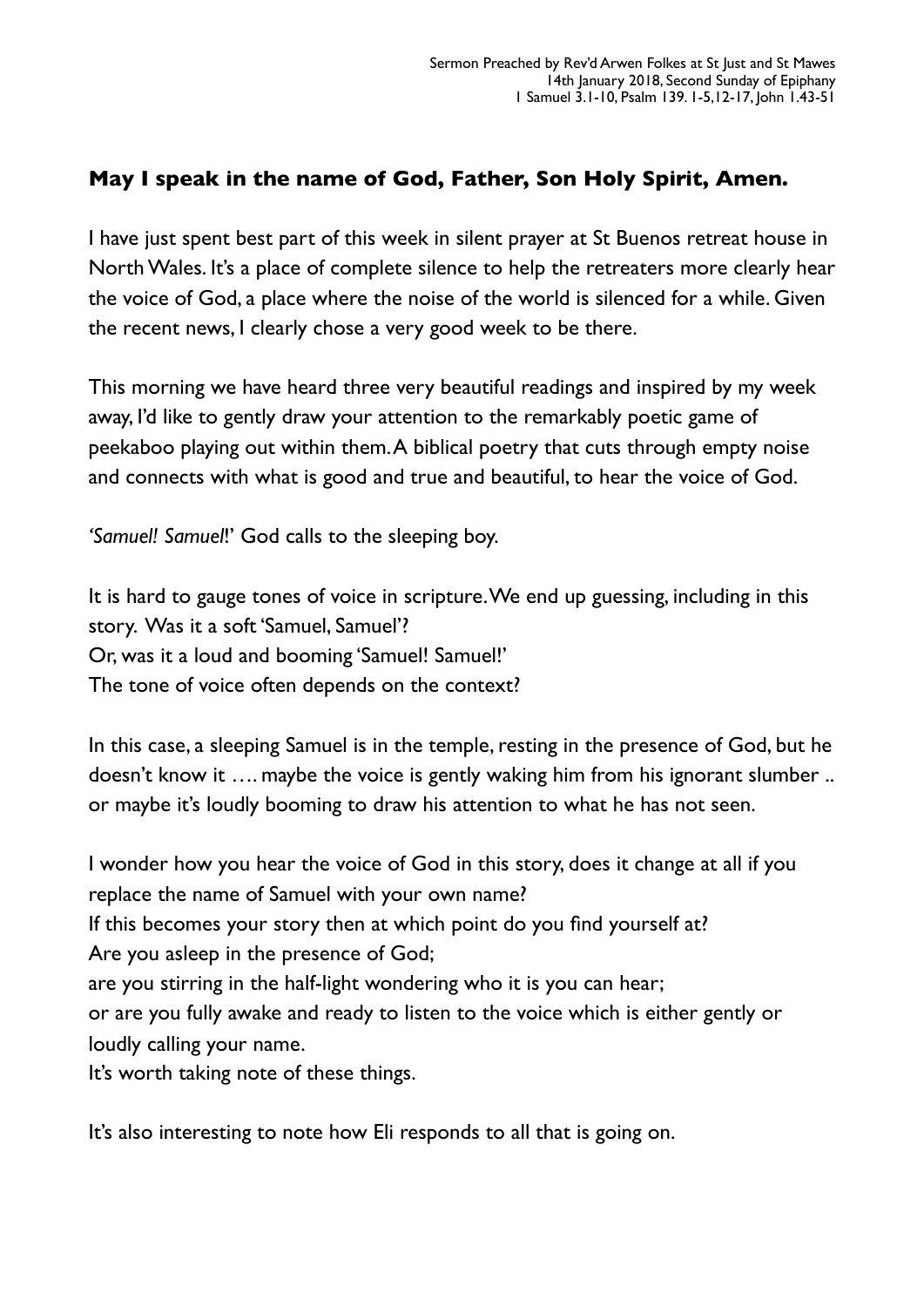Sermon Preached by Rev'd Arwen Folkes at St Just and St Mawes
14th January 2018, Second Sunday of Epiphany
1 Samuel 3.1-10, Psalm 139. 1-5,12-17, John 1.43-51

**May I speak in the name of God, Father, Son Holy Spirit, Amen.**

I have just spent best part of this week in silent prayer at St Buenos retreat house in North Wales. It's a place of complete silence to help the retreaters more clearly hear the voice of God, a place where the noise of the world is silenced for a while. Given the recent news, I clearly chose a very good week to be there.

This morning we have heard three very beautiful readings and inspired by my week away, I'd like to gently draw your attention to the remarkably poetic game of peekaboo playing out within them. A biblical poetry that cuts through empty noise and connects with what is good and true and beautiful, to hear the voice of God.

*'Samuel! Samuel!'* God calls to the sleeping boy.

It is hard to gauge tones of voice in scripture. We end up guessing, including in this story. Was it a soft 'Samuel, Samuel'?
Or, was it a loud and booming 'Samuel! Samuel!'
The tone of voice often depends on the context?

In this case, a sleeping Samuel is in the temple, resting in the presence of God, but he doesn't know it …. maybe the voice is gently waking him from his ignorant slumber .. or maybe it's loudly booming to draw his attention to what he has not seen.

I wonder how you hear the voice of God in this story, does it change at all if you replace the name of Samuel with your own name?
If this becomes your story then at which point do you find yourself at?
Are you asleep in the presence of God;
are you stirring in the half-light wondering who it is you can hear;
or are you fully awake and ready to listen to the voice which is either gently or loudly calling your name.
It's worth taking note of these things.

It's also interesting to note how Eli responds to all that is going on.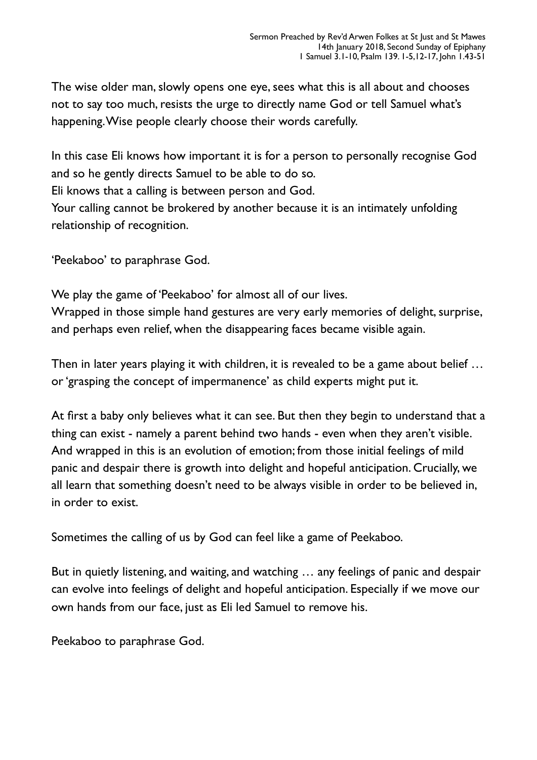The wise older man, slowly opens one eye, sees what this is all about and chooses not to say too much, resists the urge to directly name God or tell Samuel what's happening. Wise people clearly choose their words carefully.

In this case Eli knows how important it is for a person to personally recognise God and so he gently directs Samuel to be able to do so.
Eli knows that a calling is between person and God.
Your calling cannot be brokered by another because it is an intimately unfolding relationship of recognition.

'Peekaboo' to paraphrase God.

We play the game of 'Peekaboo' for almost all of our lives.
Wrapped in those simple hand gestures are very early memories of delight, surprise, and perhaps even relief, when the disappearing faces became visible again.

Then in later years playing it with children, it is revealed to be a game about belief … or 'grasping the concept of impermanence' as child experts might put it.

At first a baby only believes what it can see. But then they begin to understand that a thing can exist - namely a parent behind two hands - even when they aren't visible. And wrapped in this is an evolution of emotion; from those initial feelings of mild panic and despair there is growth into delight and hopeful anticipation. Crucially, we all learn that something doesn't need to be always visible in order to be believed in, in order to exist.

Sometimes the calling of us by God can feel like a game of Peekaboo.

But in quietly listening, and waiting, and watching … any feelings of panic and despair can evolve into feelings of delight and hopeful anticipation. Especially if we move our own hands from our face, just as Eli led Samuel to remove his.

Peekaboo to paraphrase God.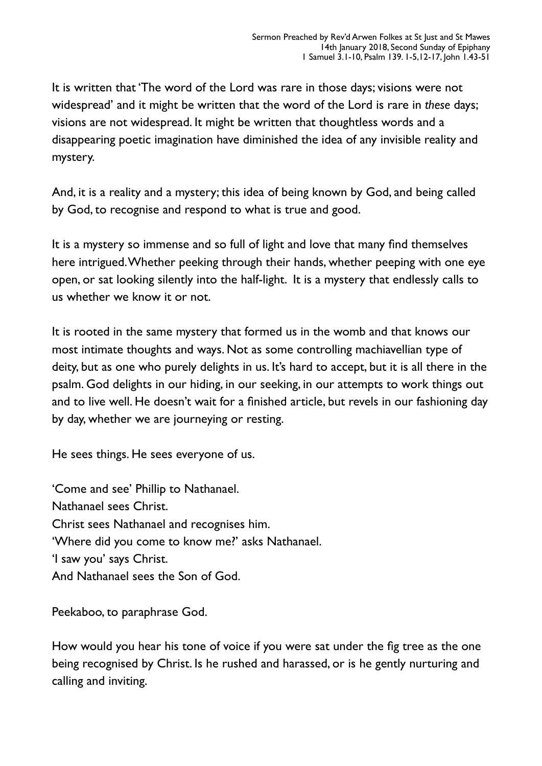It is written that 'The word of the Lord was rare in those days; visions were not widespread' and it might be written that the word of the Lord is rare in *these* days; visions are not widespread. It might be written that thoughtless words and a disappearing poetic imagination have diminished the idea of any invisible reality and mystery.

And, it is a reality and a mystery; this idea of being known by God, and being called by God, to recognise and respond to what is true and good.

It is a mystery so immense and so full of light and love that many find themselves here intrigued. Whether peeking through their hands, whether peeping with one eye open, or sat looking silently into the half-light. It is a mystery that endlessly calls to us whether we know it or not.

It is rooted in the same mystery that formed us in the womb and that knows our most intimate thoughts and ways. Not as some controlling machiavellian type of deity, but as one who purely delights in us. It's hard to accept, but it is all there in the psalm. God delights in our hiding, in our seeking, in our attempts to work things out and to live well. He doesn't wait for a finished article, but revels in our fashioning day by day, whether we are journeying or resting.

He sees things. He sees everyone of us.

'Come and see' Phillip to Nathanael.
Nathanael sees Christ.
Christ sees Nathanael and recognises him.
'Where did you come to know me?' asks Nathanael.
'I saw you' says Christ.
And Nathanael sees the Son of God.

Peekaboo, to paraphrase God.

How would you hear his tone of voice if you were sat under the fig tree as the one being recognised by Christ. Is he rushed and harassed, or is he gently nurturing and calling and inviting.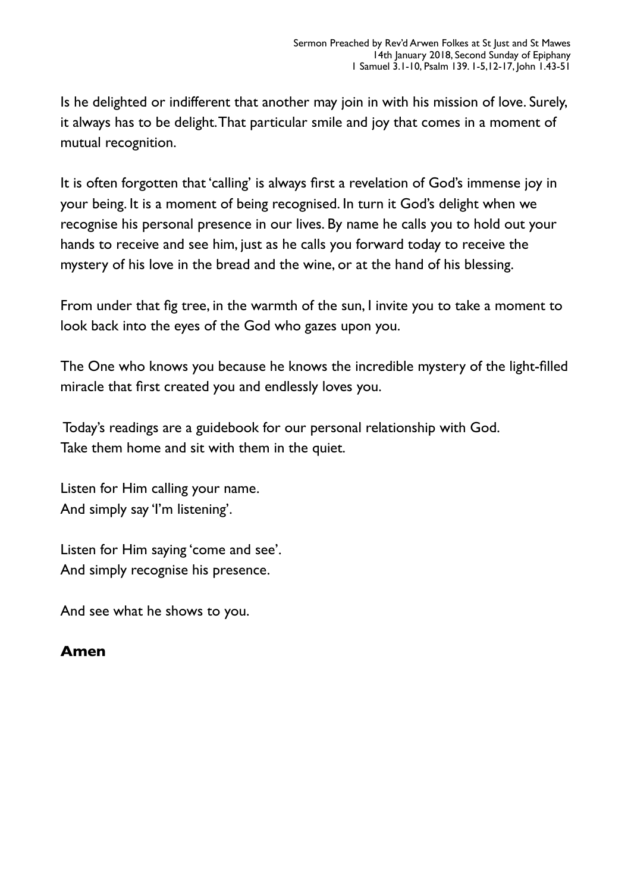Is he delighted or indifferent that another may join in with his mission of love. Surely, it always has to be delight. That particular smile and joy that comes in a moment of mutual recognition.

It is often forgotten that 'calling' is always first a revelation of God's immense joy in your being. It is a moment of being recognised. In turn it God's delight when we recognise his personal presence in our lives. By name he calls you to hold out your hands to receive and see him, just as he calls you forward today to receive the mystery of his love in the bread and the wine, or at the hand of his blessing.

From under that fig tree, in the warmth of the sun, I invite you to take a moment to look back into the eyes of the God who gazes upon you.

The One who knows you because he knows the incredible mystery of the light-filled miracle that first created you and endlessly loves you.

Today's readings are a guidebook for our personal relationship with God.
Take them home and sit with them in the quiet.

Listen for Him calling your name.
And simply say 'I'm listening'.

Listen for Him saying 'come and see'.
And simply recognise his presence.

And see what he shows to you.

**Amen**